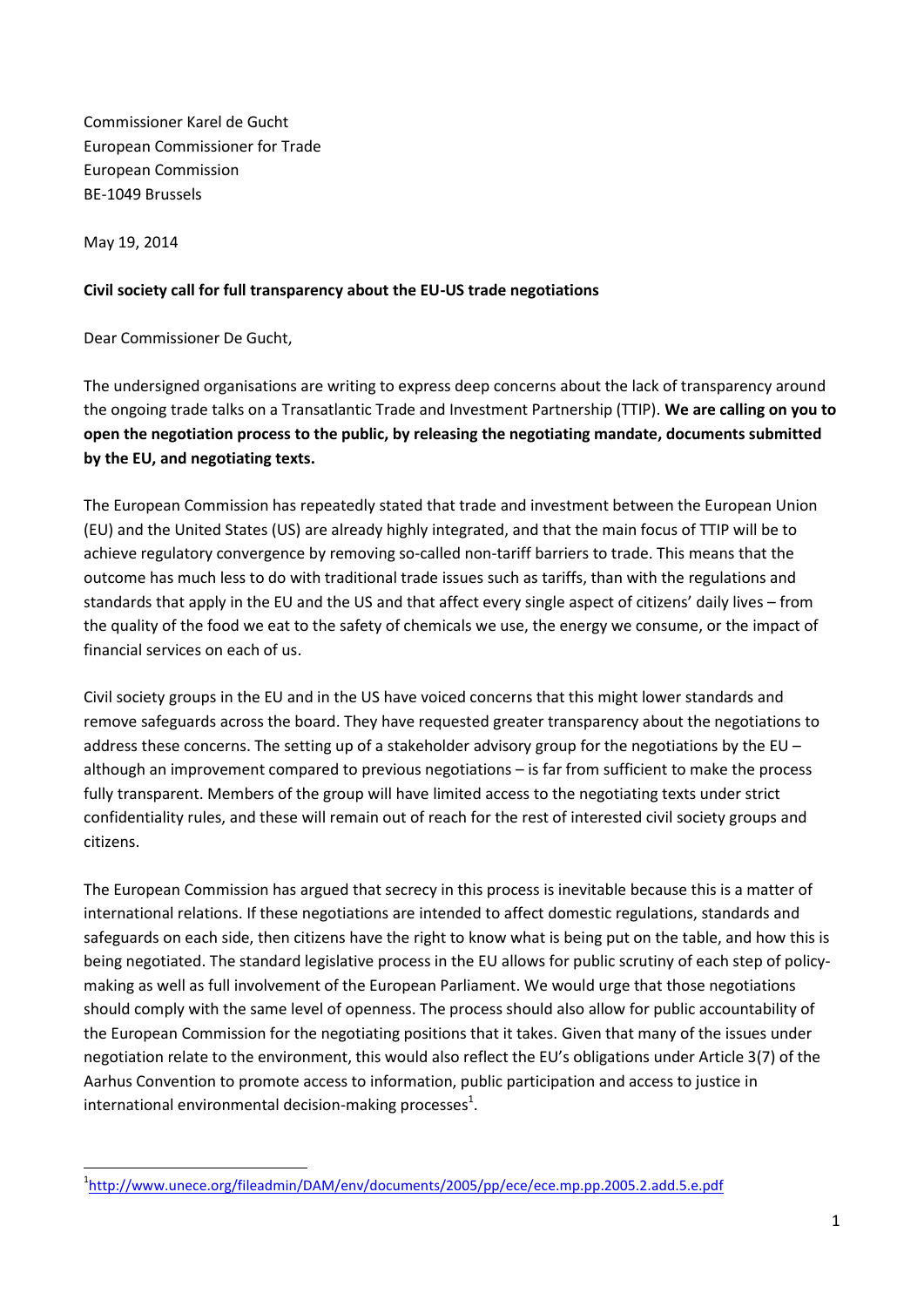Commissioner Karel de Gucht
European Commissioner for Trade
European Commission
BE-1049 Brussels

May 19, 2014

**Civil society call for full transparency about the EU-US trade negotiations**

Dear Commissioner De Gucht,

The undersigned organisations are writing to express deep concerns about the lack of transparency around the ongoing trade talks on a Transatlantic Trade and Investment Partnership (TTIP). **We are calling on you to open the negotiation process to the public, by releasing the negotiating mandate, documents submitted by the EU, and negotiating texts.**

The European Commission has repeatedly stated that trade and investment between the European Union (EU) and the United States (US) are already highly integrated, and that the main focus of TTIP will be to achieve regulatory convergence by removing so-called non-tariff barriers to trade. This means that the outcome has much less to do with traditional trade issues such as tariffs, than with the regulations and standards that apply in the EU and the US and that affect every single aspect of citizens' daily lives – from the quality of the food we eat to the safety of chemicals we use, the energy we consume, or the impact of financial services on each of us.

Civil society groups in the EU and in the US have voiced concerns that this might lower standards and remove safeguards across the board. They have requested greater transparency about the negotiations to address these concerns. The setting up of a stakeholder advisory group for the negotiations by the EU – although an improvement compared to previous negotiations – is far from sufficient to make the process fully transparent. Members of the group will have limited access to the negotiating texts under strict confidentiality rules, and these will remain out of reach for the rest of interested civil society groups and citizens.

The European Commission has argued that secrecy in this process is inevitable because this is a matter of international relations. If these negotiations are intended to affect domestic regulations, standards and safeguards on each side, then citizens have the right to know what is being put on the table, and how this is being negotiated. The standard legislative process in the EU allows for public scrutiny of each step of policy-making as well as full involvement of the European Parliament. We would urge that those negotiations should comply with the same level of openness. The process should also allow for public accountability of the European Commission for the negotiating positions that it takes. Given that many of the issues under negotiation relate to the environment, this would also reflect the EU's obligations under Article 3(7) of the Aarhus Convention to promote access to information, public participation and access to justice in international environmental decision-making processes[1].

[1] http://www.unece.org/fileadmin/DAM/env/documents/2005/pp/ece/ece.mp.pp.2005.2.add.5.e.pdf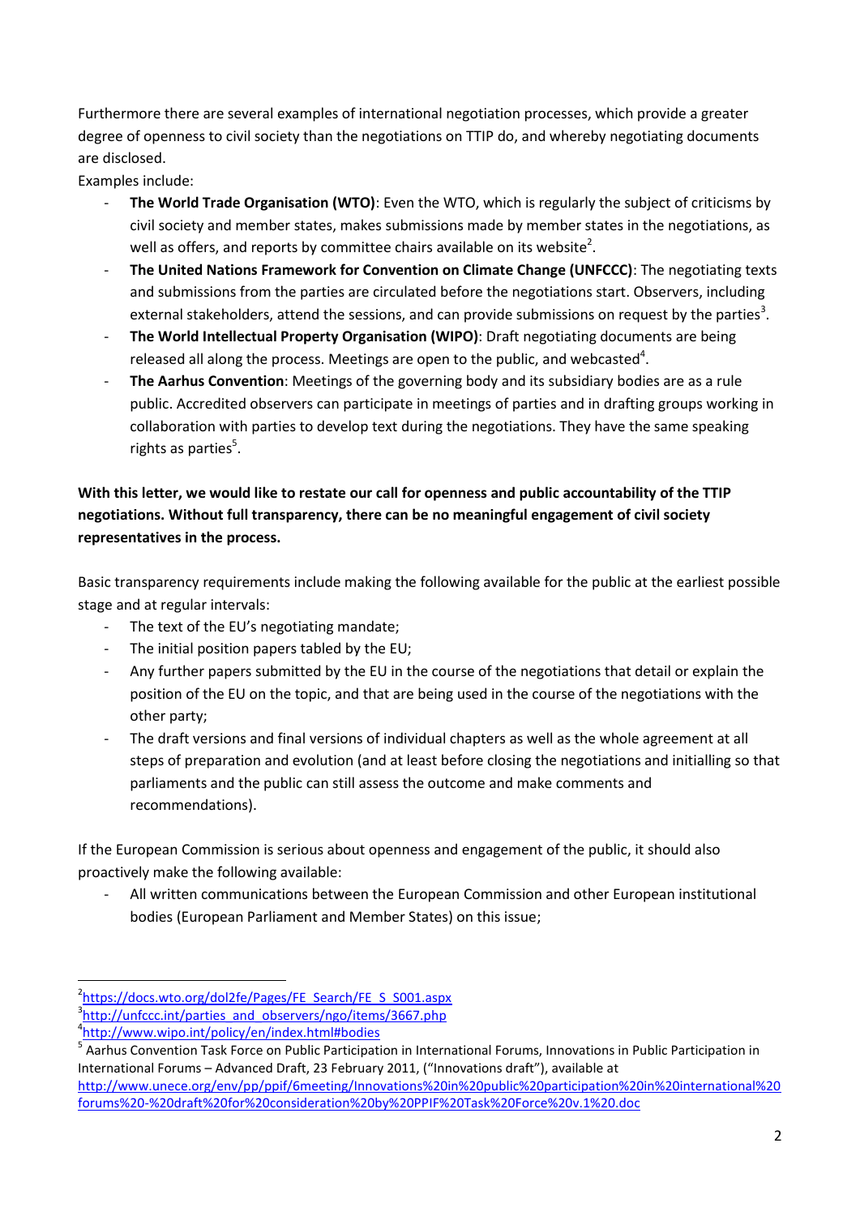Furthermore there are several examples of international negotiation processes, which provide a greater degree of openness to civil society than the negotiations on TTIP do, and whereby negotiating documents are disclosed.

Examples include:

- **The World Trade Organisation (WTO)**: Even the WTO, which is regularly the subject of criticisms by civil society and member states, makes submissions made by member states in the negotiations, as well as offers, and reports by committee chairs available on its website[2].
- **The United Nations Framework for Convention on Climate Change (UNFCCC)**: The negotiating texts and submissions from the parties are circulated before the negotiations start. Observers, including external stakeholders, attend the sessions, and can provide submissions on request by the parties[3].
- **The World Intellectual Property Organisation (WIPO)**: Draft negotiating documents are being released all along the process. Meetings are open to the public, and webcasted[4].
- **The Aarhus Convention**: Meetings of the governing body and its subsidiary bodies are as a rule public. Accredited observers can participate in meetings of parties and in drafting groups working in collaboration with parties to develop text during the negotiations. They have the same speaking rights as parties[5].

**With this letter, we would like to restate our call for openness and public accountability of the TTIP negotiations. Without full transparency, there can be no meaningful engagement of civil society representatives in the process.**

Basic transparency requirements include making the following available for the public at the earliest possible stage and at regular intervals:

- The text of the EU's negotiating mandate;
- The initial position papers tabled by the EU;
- Any further papers submitted by the EU in the course of the negotiations that detail or explain the position of the EU on the topic, and that are being used in the course of the negotiations with the other party;
- The draft versions and final versions of individual chapters as well as the whole agreement at all steps of preparation and evolution (and at least before closing the negotiations and initialling so that parliaments and the public can still assess the outcome and make comments and recommendations).

If the European Commission is serious about openness and engagement of the public, it should also proactively make the following available:

- All written communications between the European Commission and other European institutional bodies (European Parliament and Member States) on this issue;

---

[2] https://docs.wto.org/dol2fe/Pages/FE_Search/FE_S_S001.aspx

[3] http://unfccc.int/parties_and_observers/ngo/items/3667.php

[4] http://www.wipo.int/policy/en/index.html#bodies

[5] Aarhus Convention Task Force on Public Participation in International Forums, Innovations in Public Participation in International Forums – Advanced Draft, 23 February 2011, ("Innovations draft"), available at http://www.unece.org/env/pp/ppif/6meeting/Innovations%20in%20public%20participation%20in%20international%20forums%20-%20draft%20for%20consideration%20by%20PPIF%20Task%20Force%20v.1%20.doc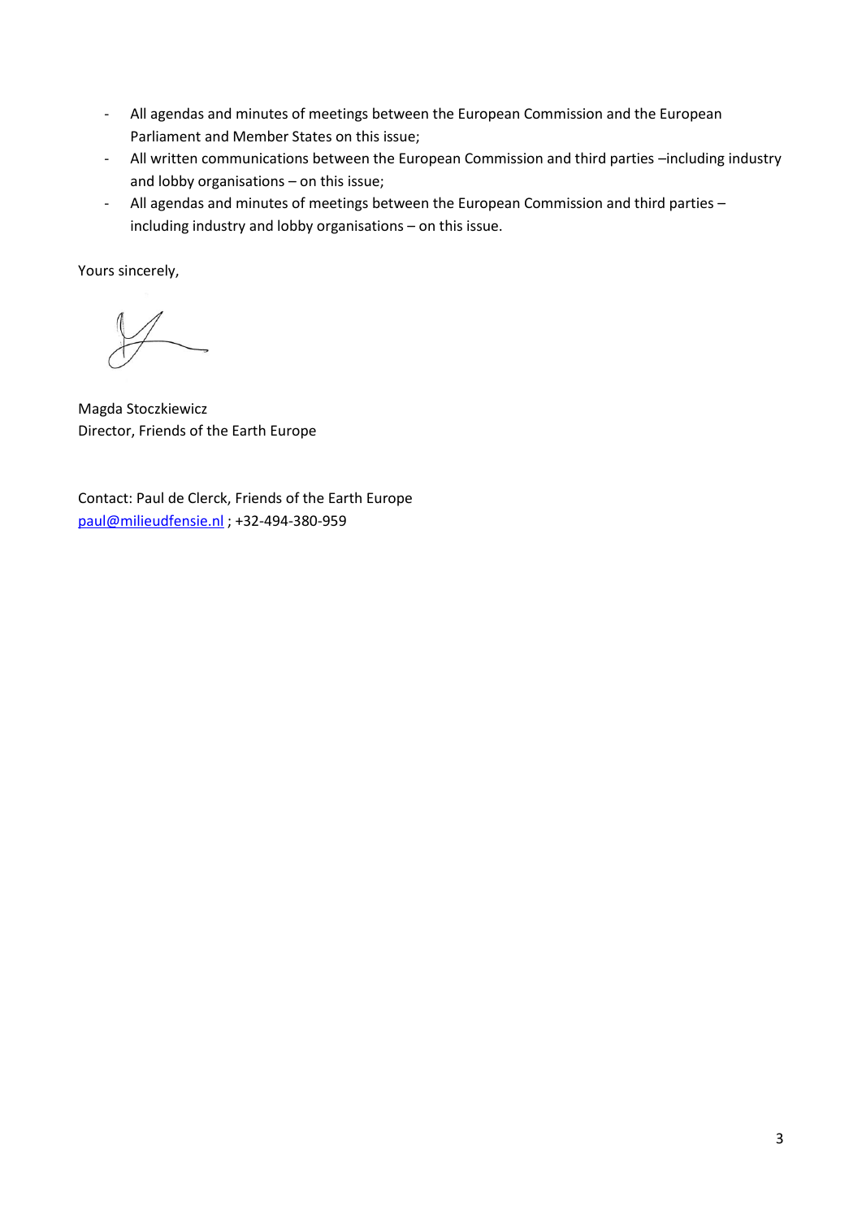- All agendas and minutes of meetings between the European Commission and the European Parliament and Member States on this issue;
- All written communications between the European Commission and third parties –including industry and lobby organisations – on this issue;
- All agendas and minutes of meetings between the European Commission and third parties – including industry and lobby organisations – on this issue.

Yours sincerely,

Magda Stoczkiewicz
Director, Friends of the Earth Europe

Contact: Paul de Clerck, Friends of the Earth Europe
paul@milieudfensie.nl ; +32-494-380-959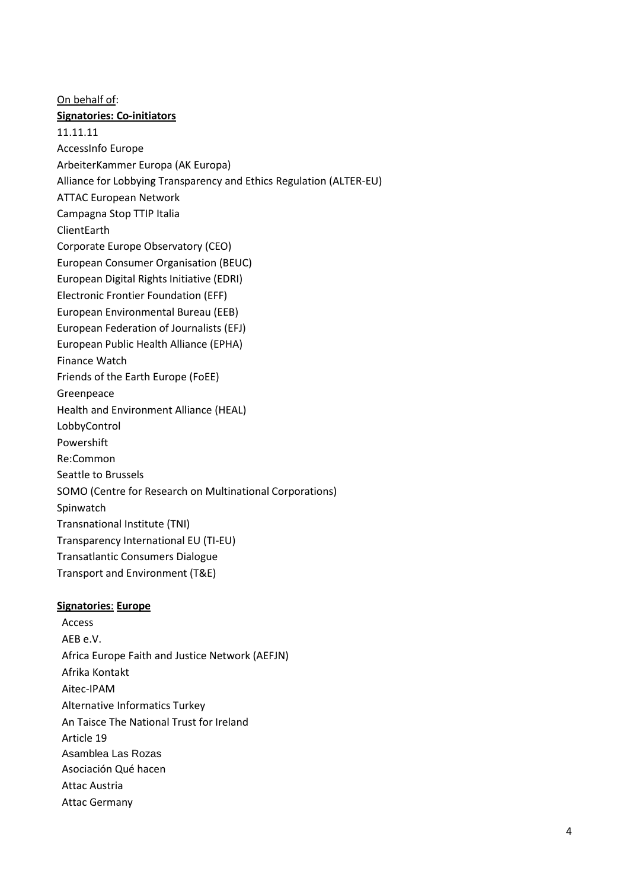On behalf of:

**Signatories: Co-initiators**

11.11.11
AccessInfo Europe
ArbeiterKammer Europa (AK Europa)
Alliance for Lobbying Transparency and Ethics Regulation (ALTER-EU)
ATTAC European Network
Campagna Stop TTIP Italia
ClientEarth
Corporate Europe Observatory (CEO)
European Consumer Organisation (BEUC)
European Digital Rights Initiative (EDRI)
Electronic Frontier Foundation (EFF)
European Environmental Bureau (EEB)
European Federation of Journalists (EFJ)
European Public Health Alliance (EPHA)
Finance Watch
Friends of the Earth Europe (FoEE)
Greenpeace
Health and Environment Alliance (HEAL)
LobbyControl
Powershift
Re:Common
Seattle to Brussels
SOMO (Centre for Research on Multinational Corporations)
Spinwatch
Transnational Institute (TNI)
Transparency International EU (TI-EU)
Transatlantic Consumers Dialogue
Transport and Environment (T&E)

**Signatories: Europe**

Access
AEB e.V.
Africa Europe Faith and Justice Network (AEFJN)
Afrika Kontakt
Aitec-IPAM
Alternative Informatics Turkey
An Taisce The National Trust for Ireland
Article 19
Asamblea Las Rozas
Asociación Qué hacen
Attac Austria
Attac Germany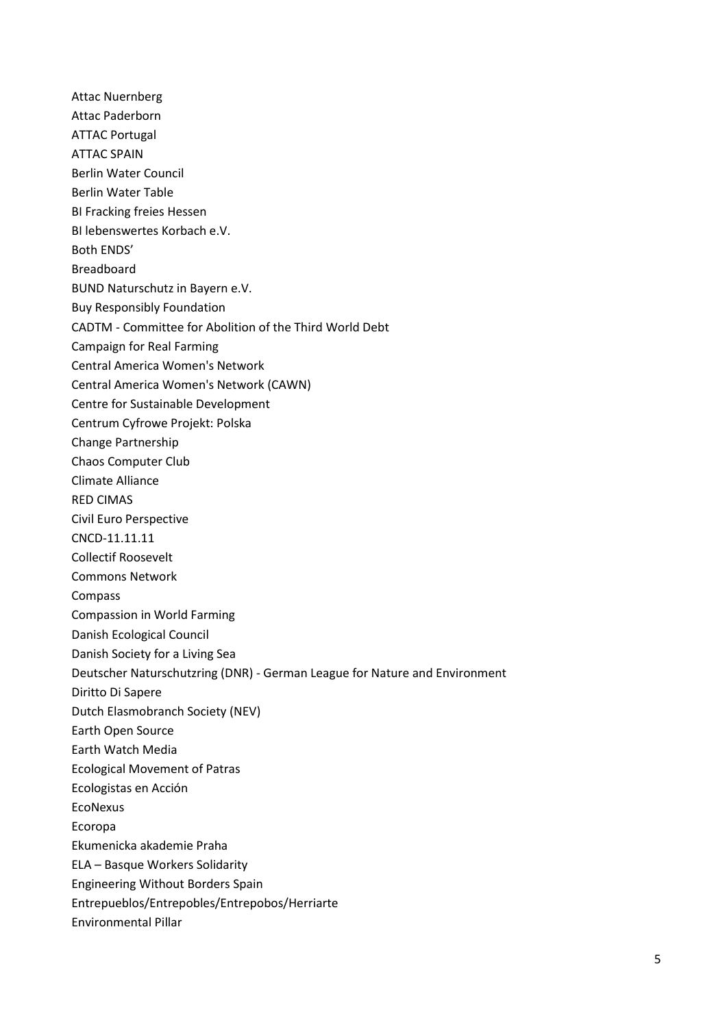Attac Nuernberg
Attac Paderborn
ATTAC Portugal
ATTAC SPAIN
Berlin Water Council
Berlin Water Table
BI Fracking freies Hessen
BI lebenswertes Korbach e.V.
Both ENDS’
Breadboard
BUND Naturschutz in Bayern e.V.
Buy Responsibly Foundation
CADTM - Committee for Abolition of the Third World Debt
Campaign for Real Farming
Central America Women's Network
Central America Women's Network (CAWN)
Centre for Sustainable Development
Centrum Cyfrowe Projekt: Polska
Change Partnership
Chaos Computer Club
Climate Alliance
RED CIMAS
Civil Euro Perspective
CNCD-11.11.11
Collectif Roosevelt
Commons Network
Compass
Compassion in World Farming
Danish Ecological Council
Danish Society for a Living Sea
Deutscher Naturschutzring (DNR) - German League for Nature and Environment
Diritto Di Sapere
Dutch Elasmobranch Society (NEV)
Earth Open Source
Earth Watch Media
Ecological Movement of Patras
Ecologistas en Acción
EcoNexus
Ecoropa
Ekumenicka akademie Praha
ELA – Basque Workers Solidarity
Engineering Without Borders Spain
Entrepueblos/Entrepobles/Entrepobos/Herriarte
Environmental Pillar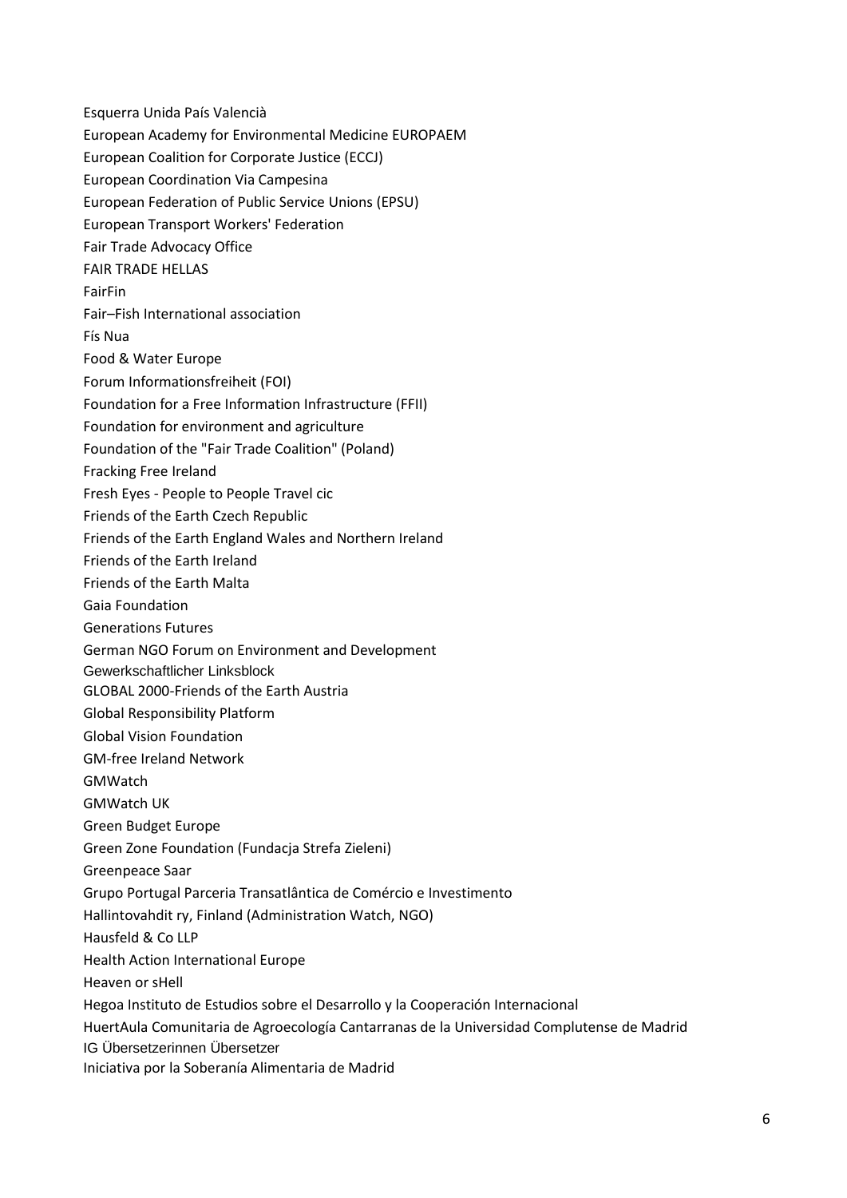Esquerra Unida País Valencià
European Academy for Environmental Medicine EUROPAEM
European Coalition for Corporate Justice (ECCJ)
European Coordination Via Campesina
European Federation of Public Service Unions (EPSU)
European Transport Workers' Federation
Fair Trade Advocacy Office
FAIR TRADE HELLAS
FairFin
Fair–Fish International association
Fís Nua
Food & Water Europe
Forum Informationsfreiheit (FOI)
Foundation for a Free Information Infrastructure (FFII)
Foundation for environment and agriculture
Foundation of the "Fair Trade Coalition" (Poland)
Fracking Free Ireland
Fresh Eyes - People to People Travel cic
Friends of the Earth Czech Republic
Friends of the Earth England Wales and Northern Ireland
Friends of the Earth Ireland
Friends of the Earth Malta
Gaia Foundation
Generations Futures
German NGO Forum on Environment and Development
Gewerkschaftlicher Linksblock
GLOBAL 2000-Friends of the Earth Austria
Global Responsibility Platform
Global Vision Foundation
GM-free Ireland Network
GMWatch
GMWatch UK
Green Budget Europe
Green Zone Foundation (Fundacja Strefa Zieleni)
Greenpeace Saar
Grupo Portugal Parceria Transatlântica de Comércio e Investimento
Hallintovahdit ry, Finland (Administration Watch, NGO)
Hausfeld & Co LLP
Health Action International Europe
Heaven or sHell
Hegoa Instituto de Estudios sobre el Desarrollo y la Cooperación Internacional
HuertAula Comunitaria de Agroecología Cantarranas de la Universidad Complutense de Madrid
IG Übersetzerinnen Übersetzer
Iniciativa por la Soberanía Alimentaria de Madrid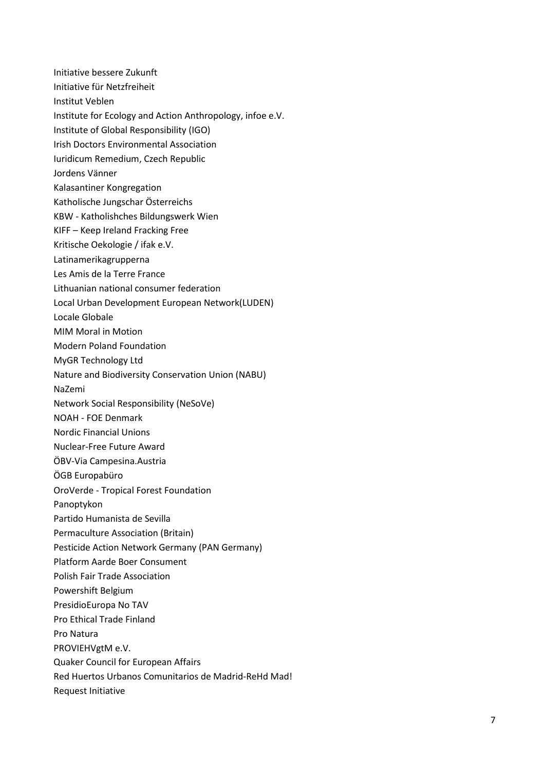Initiative bessere Zukunft

Initiative für Netzfreiheit

Institut Veblen

Institute for Ecology and Action Anthropology, infoe e.V.

Institute of Global Responsibility (IGO)

Irish Doctors Environmental Association

Iuridicum Remedium, Czech Republic

Jordens Vänner

Kalasantiner Kongregation

Katholische Jungschar Österreichs

KBW - Katholishches Bildungswerk Wien

KIFF – Keep Ireland Fracking Free

Kritische Oekologie / ifak e.V.

Latinamerikagrupperna

Les Amis de la Terre France

Lithuanian national consumer federation

Local Urban Development European Network(LUDEN)

Locale Globale

MIM Moral in Motion

Modern Poland Foundation

MyGR Technology Ltd

Nature and Biodiversity Conservation Union (NABU)

NaZemi

Network Social Responsibility (NeSoVe)

NOAH - FOE Denmark

Nordic Financial Unions

Nuclear-Free Future Award

ÖBV-Via Campesina.Austria

ÖGB Europabüro

OroVerde - Tropical Forest Foundation

Panoptykon

Partido Humanista de Sevilla

Permaculture Association (Britain)

Pesticide Action Network Germany (PAN Germany)

Platform Aarde Boer Consument

Polish Fair Trade Association

Powershift Belgium

PresidioEuropa No TAV

Pro Ethical Trade Finland

Pro Natura

PROVIEHVgtM e.V.

Quaker Council for European Affairs

Red Huertos Urbanos Comunitarios de Madrid-ReHd Mad!

Request Initiative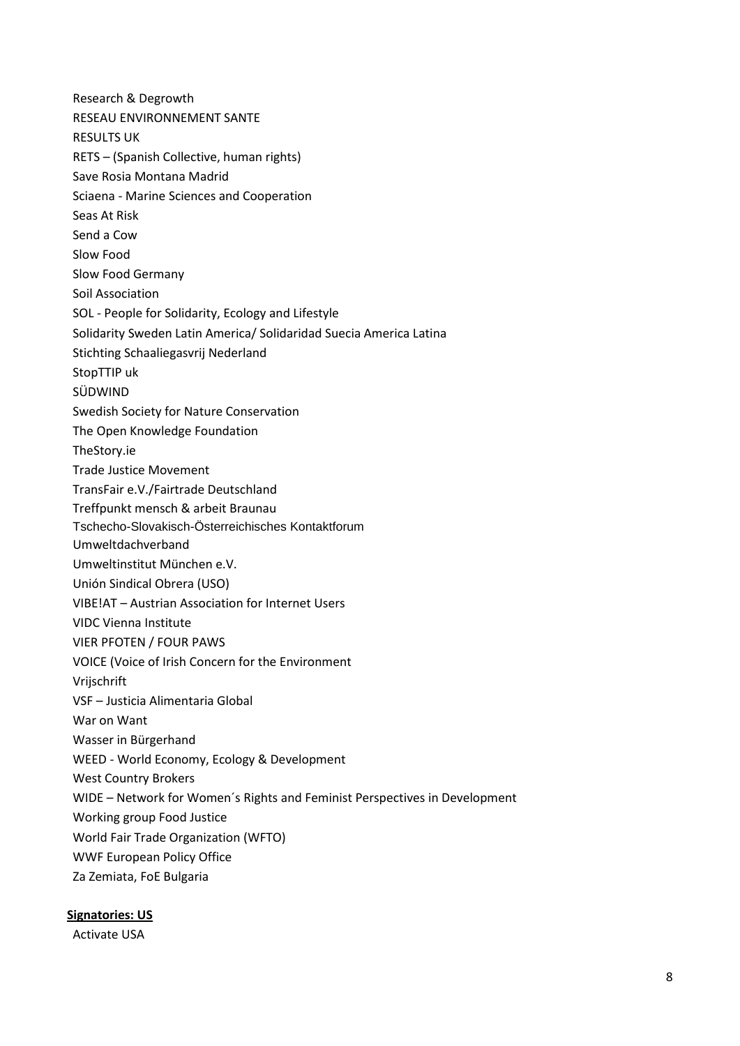Research & Degrowth

RESEAU ENVIRONNEMENT SANTE

RESULTS UK

RETS – (Spanish Collective, human rights)

Save Rosia Montana Madrid

Sciaena - Marine Sciences and Cooperation

Seas At Risk

Send a Cow

Slow Food

Slow Food Germany

Soil Association

SOL - People for Solidarity, Ecology and Lifestyle

Solidarity Sweden Latin America/ Solidaridad Suecia America Latina

Stichting Schaaliegasvrij Nederland

StopTTIP uk

SÜDWIND

Swedish Society for Nature Conservation

The Open Knowledge Foundation

TheStory.ie

Trade Justice Movement

TransFair e.V./Fairtrade Deutschland

Treffpunkt mensch & arbeit Braunau

Tschecho-Slovakisch-Österreichisches Kontaktforum

Umweltdachverband

Umweltinstitut München e.V.

Unión Sindical Obrera (USO)

VIBE!AT – Austrian Association for Internet Users

VIDC Vienna Institute

VIER PFOTEN / FOUR PAWS

VOICE (Voice of Irish Concern for the Environment

Vrijschrift

VSF – Justicia Alimentaria Global

War on Want

Wasser in Bürgerhand

WEED - World Economy, Ecology & Development

West Country Brokers

WIDE – Network for Women´s Rights and Feminist Perspectives in Development

Working group Food Justice

World Fair Trade Organization (WFTO)

WWF European Policy Office

Za Zemiata, FoE Bulgaria

**Signatories: US**

Activate USA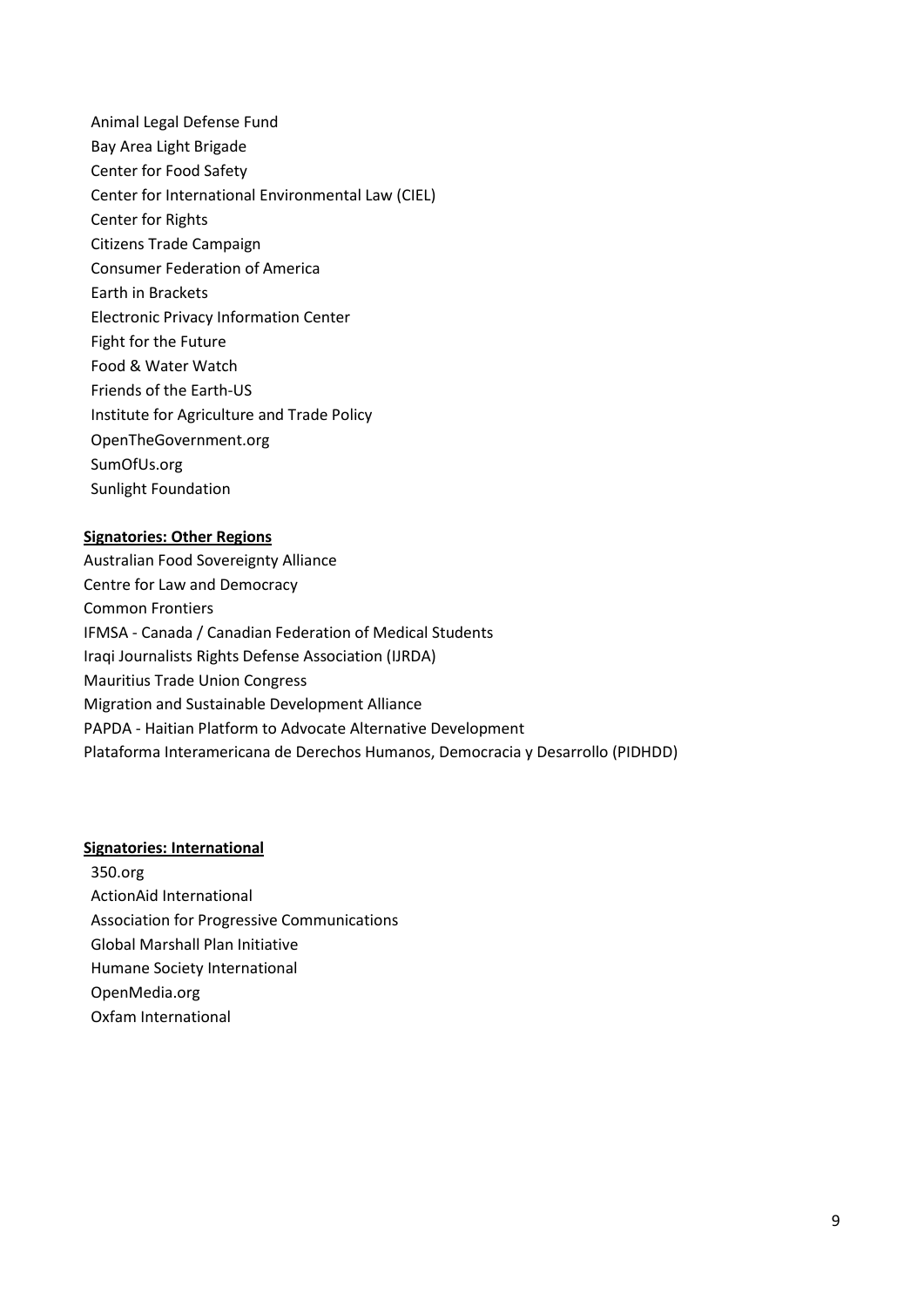Animal Legal Defense Fund
Bay Area Light Brigade
Center for Food Safety
Center for International Environmental Law (CIEL)
Center for Rights
Citizens Trade Campaign
Consumer Federation of America
Earth in Brackets
Electronic Privacy Information Center
Fight for the Future
Food & Water Watch
Friends of the Earth-US
Institute for Agriculture and Trade Policy
OpenTheGovernment.org
SumOfUs.org
Sunlight Foundation

**Signatories: Other Regions**

Australian Food Sovereignty Alliance
Centre for Law and Democracy
Common Frontiers
IFMSA - Canada / Canadian Federation of Medical Students
Iraqi Journalists Rights Defense Association (IJRDA)
Mauritius Trade Union Congress
Migration and Sustainable Development Alliance
PAPDA - Haitian Platform to Advocate Alternative Development
Plataforma Interamericana de Derechos Humanos, Democracia y Desarrollo (PIDHDD)

**Signatories: International**

350.org
ActionAid International
Association for Progressive Communications
Global Marshall Plan Initiative
Humane Society International
OpenMedia.org
Oxfam International